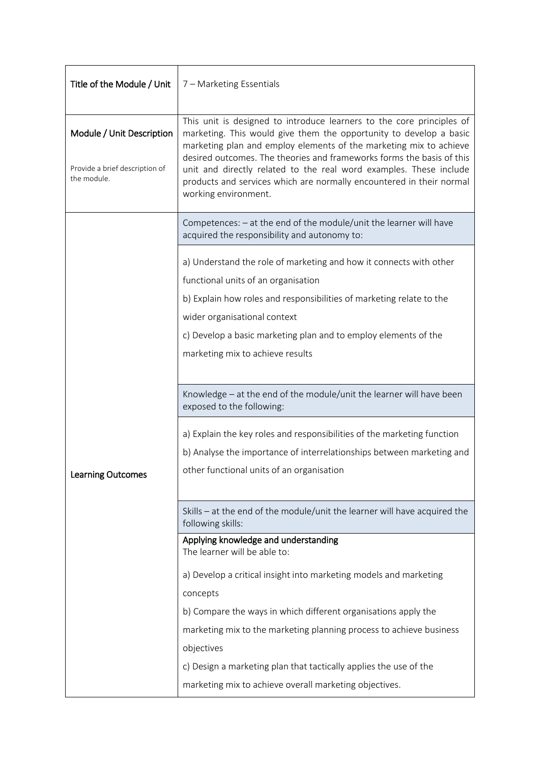| | |
|---|---|
| Title of the Module / Unit | 7 – Marketing Essentials |
| Module / Unit Description<br><br>Provide a brief description of the module. | This unit is designed to introduce learners to the core principles of marketing. This would give them the opportunity to develop a basic marketing plan and employ elements of the marketing mix to achieve desired outcomes. The theories and frameworks forms the basis of this unit and directly related to the real word examples. These include products and services which are normally encountered in their normal working environment. |
| Learning Outcomes | **Competences: – at the end of the module/unit the learner will have acquired the responsibility and autonomy to:**<br><br>a) Understand the role of marketing and how it connects with other functional units of an organisation<br>b) Explain how roles and responsibilities of marketing relate to the wider organisational context<br>c) Develop a basic marketing plan and to employ elements of the marketing mix to achieve results<br><br>**Knowledge – at the end of the module/unit the learner will have been exposed to the following:**<br><br>a) Explain the key roles and responsibilities of the marketing function<br>b) Analyse the importance of interrelationships between marketing and other functional units of an organisation<br><br>**Skills – at the end of the module/unit the learner will have acquired the following skills:**<br><br>**Applying knowledge and understanding**<br>The learner will be able to:<br><br>a) Develop a critical insight into marketing models and marketing concepts<br>b) Compare the ways in which different organisations apply the marketing mix to the marketing planning process to achieve business objectives<br>c) Design a marketing plan that tactically applies the use of the marketing mix to achieve overall marketing objectives. |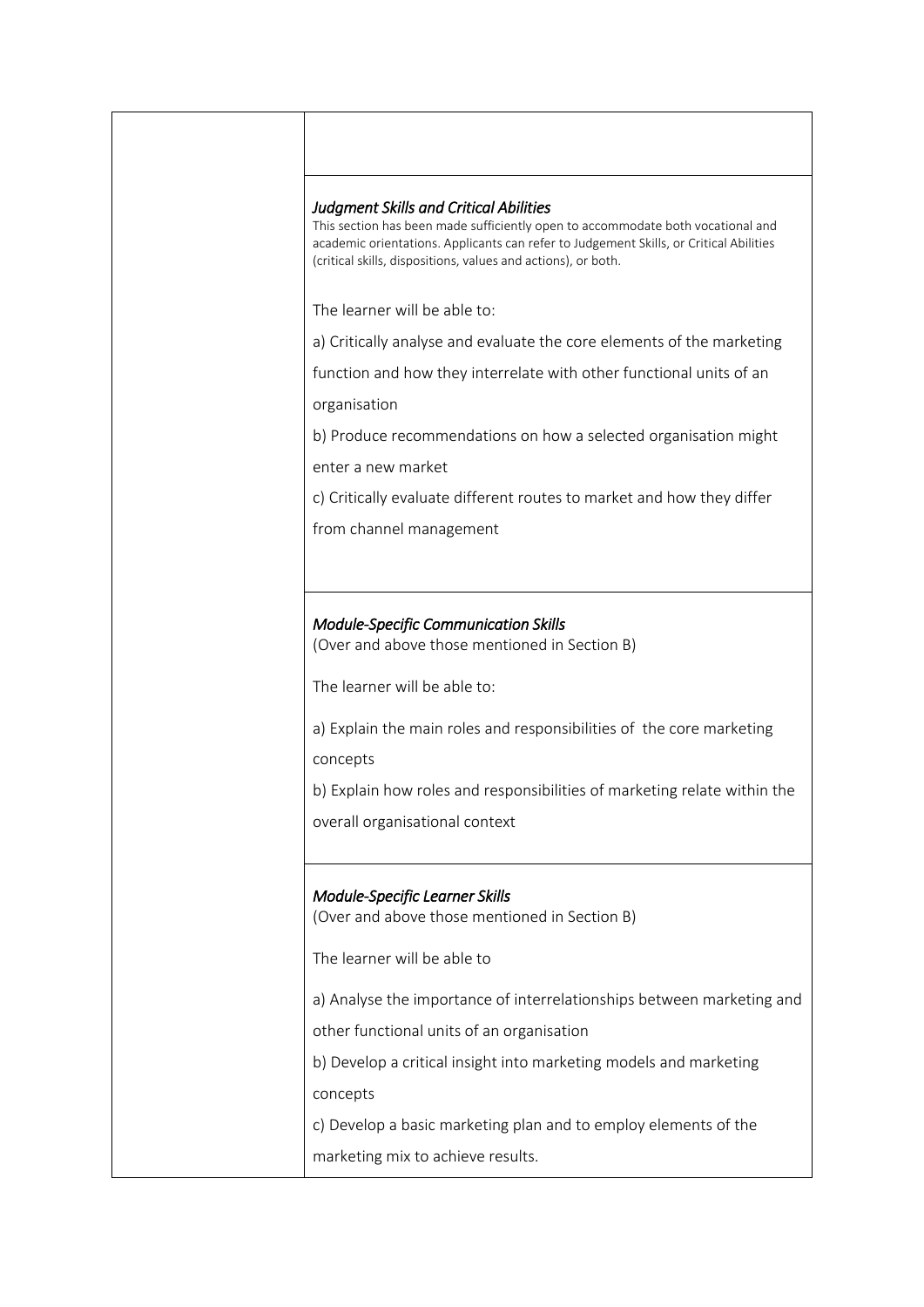*Judgment Skills and Critical Abilities*

This section has been made sufficiently open to accommodate both vocational and academic orientations. Applicants can refer to Judgement Skills, or Critical Abilities (critical skills, dispositions, values and actions), or both.

The learner will be able to:

a) Critically analyse and evaluate the core elements of the marketing function and how they interrelate with other functional units of an organisation

b) Produce recommendations on how a selected organisation might enter a new market

c) Critically evaluate different routes to market and how they differ from channel management

*Module-Specific Communication Skills*

(Over and above those mentioned in Section B)

The learner will be able to:

a) Explain the main roles and responsibilities of the core marketing concepts

b) Explain how roles and responsibilities of marketing relate within the overall organisational context

*Module-Specific Learner Skills*

(Over and above those mentioned in Section B)

The learner will be able to

a) Analyse the importance of interrelationships between marketing and other functional units of an organisation

b) Develop a critical insight into marketing models and marketing concepts

c) Develop a basic marketing plan and to employ elements of the marketing mix to achieve results.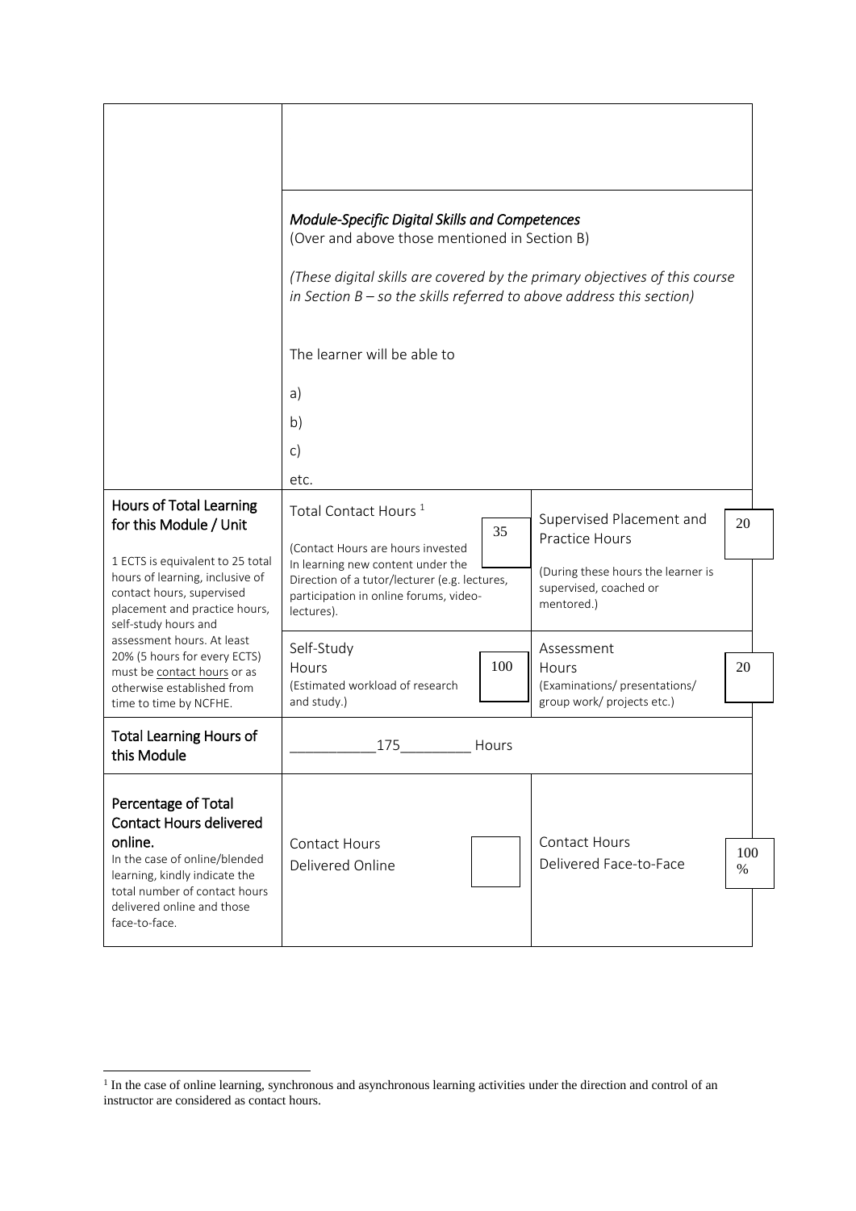| | | |
|---|---|---|
| | | |
| | ***Module-Specific Digital Skills and Competences***<br>(Over and above those mentioned in Section B)<br><br>*(These digital skills are covered by the primary objectives of this course in Section B – so the skills referred to above address this section)*<br><br>The learner will be able to<br><br>a)<br>b)<br>c)<br>etc. | |
| **Hours of Total Learning for this Module / Unit**<br><br>1 ECTS is equivalent to 25 total hours of learning, inclusive of contact hours, supervised placement and practice hours, self-study hours and assessment hours. At least 20% (5 hours for every ECTS) must be <u>contact hours</u> or as otherwise established from time to time by NCFHE. | Total Contact Hours [1]<br>(Contact Hours are hours invested In learning new content under the Direction of a tutor/lecturer (e.g. lectures, participation in online forums, video-lectures). **35** | Supervised Placement and Practice Hours<br>(During these hours the learner is supervised, coached or mentored.) **20** |
| | Self-Study Hours<br>(Estimated workload of research and study.) **100** | Assessment Hours<br>(Examinations/ presentations/ group work/ projects etc.) **20** |
| **Total Learning Hours of this Module** | ___________175_________ Hours | |
| **Percentage of Total Contact Hours delivered online.**<br>In the case of online/blended learning, kindly indicate the total number of contact hours delivered online and those face-to-face. | Contact Hours Delivered Online | Contact Hours Delivered Face-to-Face **100 %** |

[1] In the case of online learning, synchronous and asynchronous learning activities under the direction and control of an instructor are considered as contact hours.